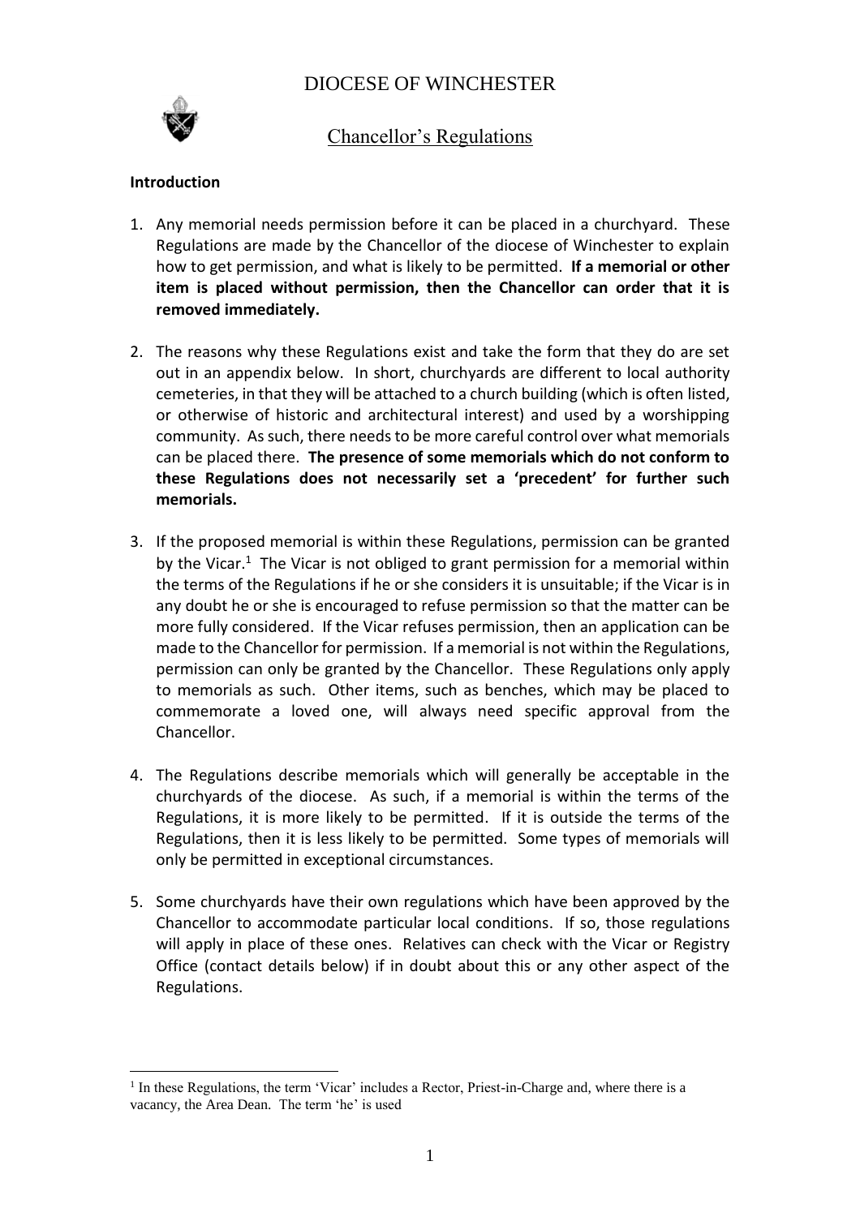# DIOCESE OF WINCHESTER

## Chancellor's Regulations

**Introduction**

1. Any memorial needs permission before it can be placed in a churchyard. These Regulations are made by the Chancellor of the diocese of Winchester to explain how to get permission, and what is likely to be permitted. **If a memorial or other item is placed without permission, then the Chancellor can order that it is removed immediately.**

2. The reasons why these Regulations exist and take the form that they do are set out in an appendix below. In short, churchyards are different to local authority cemeteries, in that they will be attached to a church building (which is often listed, or otherwise of historic and architectural interest) and used by a worshipping community. As such, there needs to be more careful control over what memorials can be placed there. **The presence of some memorials which do not conform to these Regulations does not necessarily set a 'precedent' for further such memorials.**

3. If the proposed memorial is within these Regulations, permission can be granted by the Vicar.[1] The Vicar is not obliged to grant permission for a memorial within the terms of the Regulations if he or she considers it is unsuitable; if the Vicar is in any doubt he or she is encouraged to refuse permission so that the matter can be more fully considered. If the Vicar refuses permission, then an application can be made to the Chancellor for permission. If a memorial is not within the Regulations, permission can only be granted by the Chancellor. These Regulations only apply to memorials as such. Other items, such as benches, which may be placed to commemorate a loved one, will always need specific approval from the Chancellor.

4. The Regulations describe memorials which will generally be acceptable in the churchyards of the diocese. As such, if a memorial is within the terms of the Regulations, it is more likely to be permitted. If it is outside the terms of the Regulations, then it is less likely to be permitted. Some types of memorials will only be permitted in exceptional circumstances.

5. Some churchyards have their own regulations which have been approved by the Chancellor to accommodate particular local conditions. If so, those regulations will apply in place of these ones. Relatives can check with the Vicar or Registry Office (contact details below) if in doubt about this or any other aspect of the Regulations.

[1] In these Regulations, the term 'Vicar' includes a Rector, Priest-in-Charge and, where there is a vacancy, the Area Dean. The term 'he' is used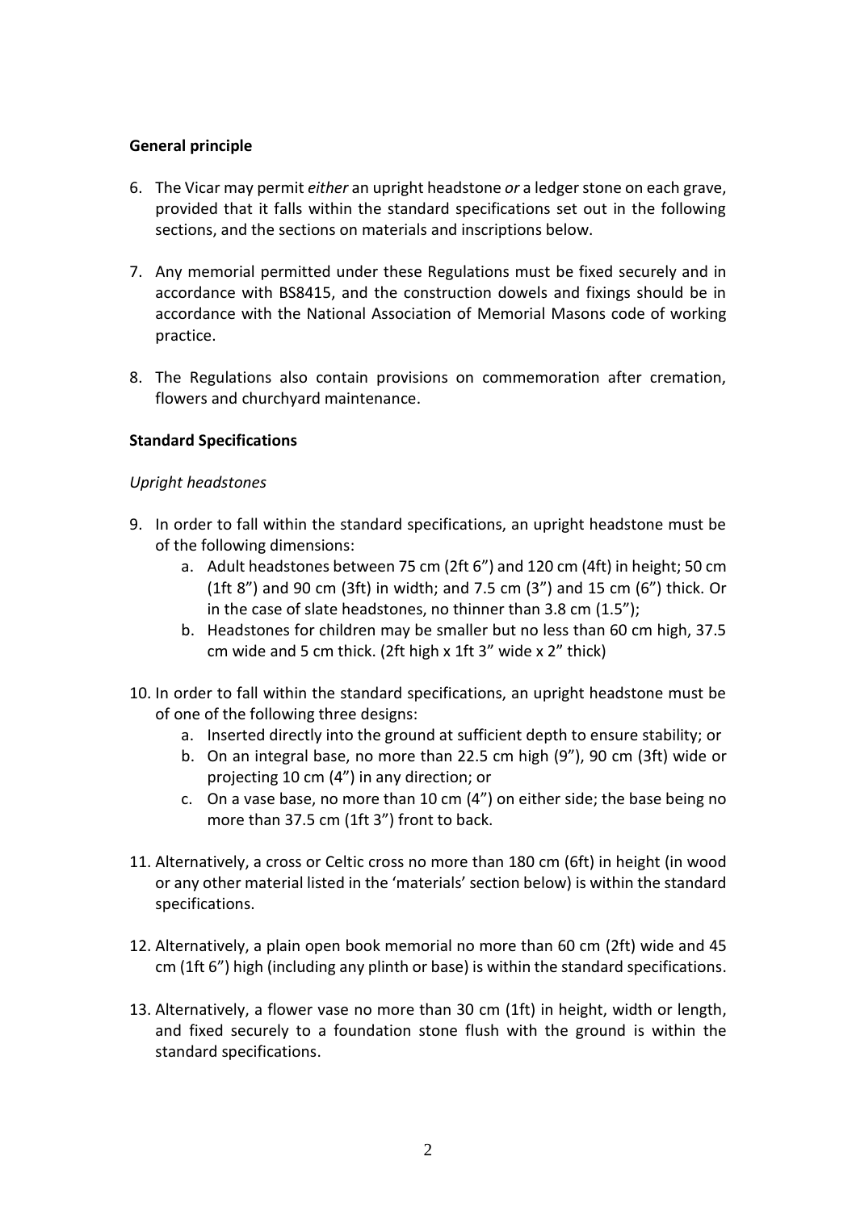**General principle**

6. The Vicar may permit *either* an upright headstone *or* a ledger stone on each grave, provided that it falls within the standard specifications set out in the following sections, and the sections on materials and inscriptions below.

7. Any memorial permitted under these Regulations must be fixed securely and in accordance with BS8415, and the construction dowels and fixings should be in accordance with the National Association of Memorial Masons code of working practice.

8. The Regulations also contain provisions on commemoration after cremation, flowers and churchyard maintenance.

**Standard Specifications**

*Upright headstones*

9. In order to fall within the standard specifications, an upright headstone must be of the following dimensions:
   a. Adult headstones between 75 cm (2ft 6") and 120 cm (4ft) in height; 50 cm (1ft 8") and 90 cm (3ft) in width; and 7.5 cm (3") and 15 cm (6") thick. Or in the case of slate headstones, no thinner than 3.8 cm (1.5");
   b. Headstones for children may be smaller but no less than 60 cm high, 37.5 cm wide and 5 cm thick. (2ft high x 1ft 3" wide x 2" thick)

10. In order to fall within the standard specifications, an upright headstone must be of one of the following three designs:
    a. Inserted directly into the ground at sufficient depth to ensure stability; or
    b. On an integral base, no more than 22.5 cm high (9"), 90 cm (3ft) wide or projecting 10 cm (4") in any direction; or
    c. On a vase base, no more than 10 cm (4") on either side; the base being no more than 37.5 cm (1ft 3") front to back.

11. Alternatively, a cross or Celtic cross no more than 180 cm (6ft) in height (in wood or any other material listed in the 'materials' section below) is within the standard specifications.

12. Alternatively, a plain open book memorial no more than 60 cm (2ft) wide and 45 cm (1ft 6") high (including any plinth or base) is within the standard specifications.

13. Alternatively, a flower vase no more than 30 cm (1ft) in height, width or length, and fixed securely to a foundation stone flush with the ground is within the standard specifications.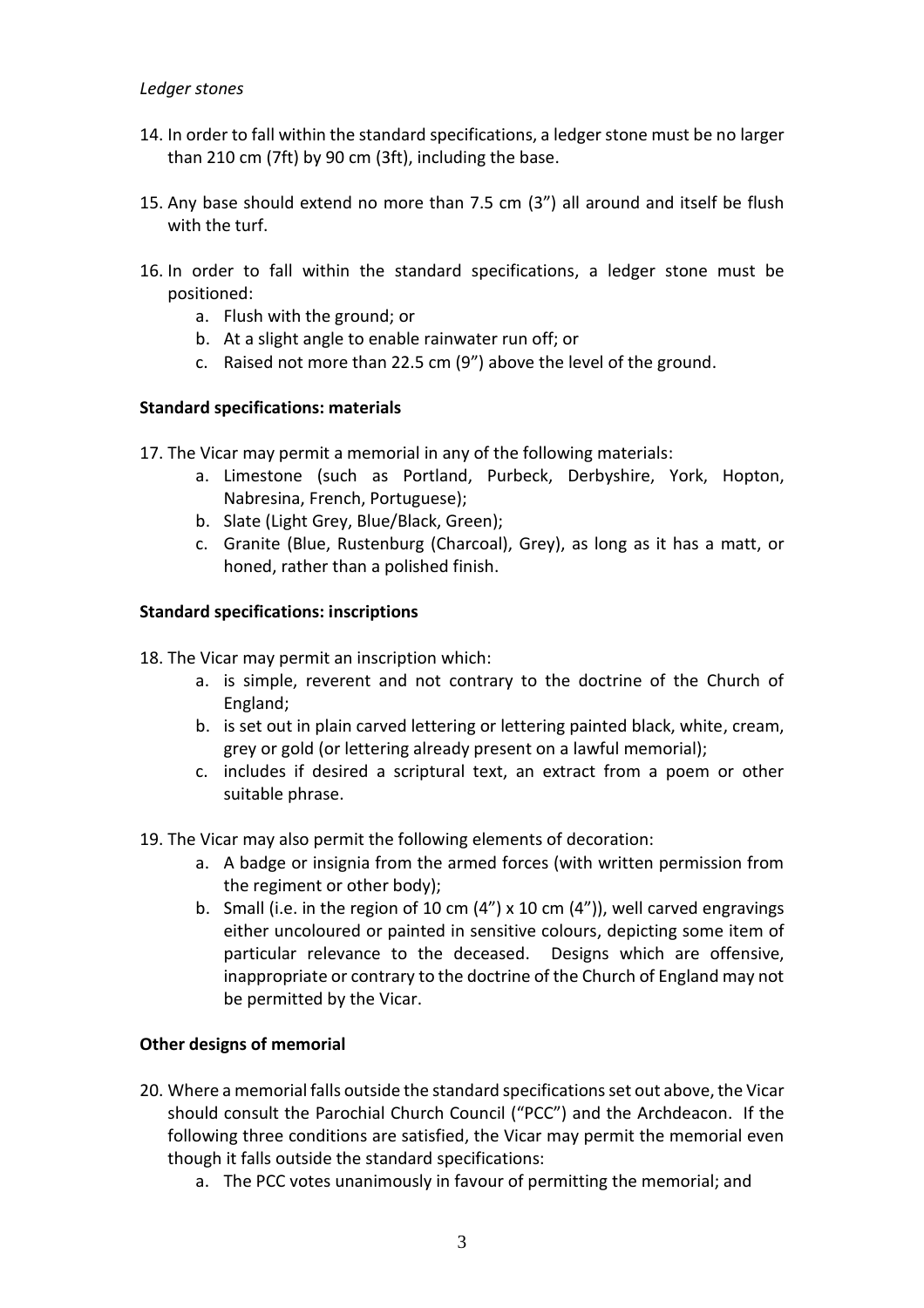*Ledger stones*

14. In order to fall within the standard specifications, a ledger stone must be no larger than 210 cm (7ft) by 90 cm (3ft), including the base.

15. Any base should extend no more than 7.5 cm (3") all around and itself be flush with the turf.

16. In order to fall within the standard specifications, a ledger stone must be positioned:
    a. Flush with the ground; or
    b. At a slight angle to enable rainwater run off; or
    c. Raised not more than 22.5 cm (9") above the level of the ground.

**Standard specifications: materials**

17. The Vicar may permit a memorial in any of the following materials:
    a. Limestone (such as Portland, Purbeck, Derbyshire, York, Hopton, Nabresina, French, Portuguese);
    b. Slate (Light Grey, Blue/Black, Green);
    c. Granite (Blue, Rustenburg (Charcoal), Grey), as long as it has a matt, or honed, rather than a polished finish.

**Standard specifications: inscriptions**

18. The Vicar may permit an inscription which:
    a. is simple, reverent and not contrary to the doctrine of the Church of England;
    b. is set out in plain carved lettering or lettering painted black, white, cream, grey or gold (or lettering already present on a lawful memorial);
    c. includes if desired a scriptural text, an extract from a poem or other suitable phrase.

19. The Vicar may also permit the following elements of decoration:
    a. A badge or insignia from the armed forces (with written permission from the regiment or other body);
    b. Small (i.e. in the region of 10 cm (4") x 10 cm (4")), well carved engravings either uncoloured or painted in sensitive colours, depicting some item of particular relevance to the deceased. Designs which are offensive, inappropriate or contrary to the doctrine of the Church of England may not be permitted by the Vicar.

**Other designs of memorial**

20. Where a memorial falls outside the standard specifications set out above, the Vicar should consult the Parochial Church Council ("PCC") and the Archdeacon. If the following three conditions are satisfied, the Vicar may permit the memorial even though it falls outside the standard specifications:
    a. The PCC votes unanimously in favour of permitting the memorial; and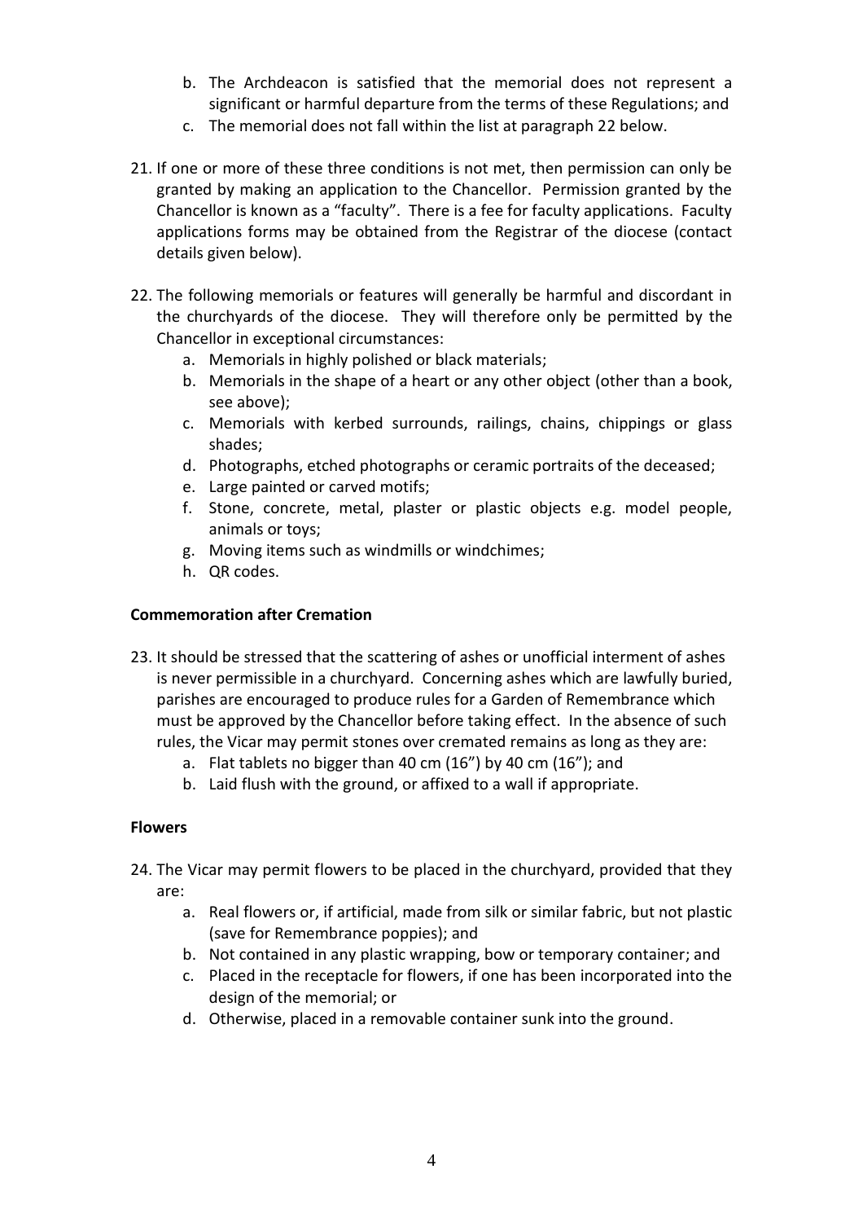b. The Archdeacon is satisfied that the memorial does not represent a significant or harmful departure from the terms of these Regulations; and
   c. The memorial does not fall within the list at paragraph 22 below.

21. If one or more of these three conditions is not met, then permission can only be granted by making an application to the Chancellor. Permission granted by the Chancellor is known as a "faculty". There is a fee for faculty applications. Faculty applications forms may be obtained from the Registrar of the diocese (contact details given below).

22. The following memorials or features will generally be harmful and discordant in the churchyards of the diocese. They will therefore only be permitted by the Chancellor in exceptional circumstances:
    a. Memorials in highly polished or black materials;
    b. Memorials in the shape of a heart or any other object (other than a book, see above);
    c. Memorials with kerbed surrounds, railings, chains, chippings or glass shades;
    d. Photographs, etched photographs or ceramic portraits of the deceased;
    e. Large painted or carved motifs;
    f. Stone, concrete, metal, plaster or plastic objects e.g. model people, animals or toys;
    g. Moving items such as windmills or windchimes;
    h. QR codes.

**Commemoration after Cremation**

23. It should be stressed that the scattering of ashes or unofficial interment of ashes is never permissible in a churchyard. Concerning ashes which are lawfully buried, parishes are encouraged to produce rules for a Garden of Remembrance which must be approved by the Chancellor before taking effect. In the absence of such rules, the Vicar may permit stones over cremated remains as long as they are:
    a. Flat tablets no bigger than 40 cm (16") by 40 cm (16"); and
    b. Laid flush with the ground, or affixed to a wall if appropriate.

**Flowers**

24. The Vicar may permit flowers to be placed in the churchyard, provided that they are:
    a. Real flowers or, if artificial, made from silk or similar fabric, but not plastic (save for Remembrance poppies); and
    b. Not contained in any plastic wrapping, bow or temporary container; and
    c. Placed in the receptacle for flowers, if one has been incorporated into the design of the memorial; or
    d. Otherwise, placed in a removable container sunk into the ground.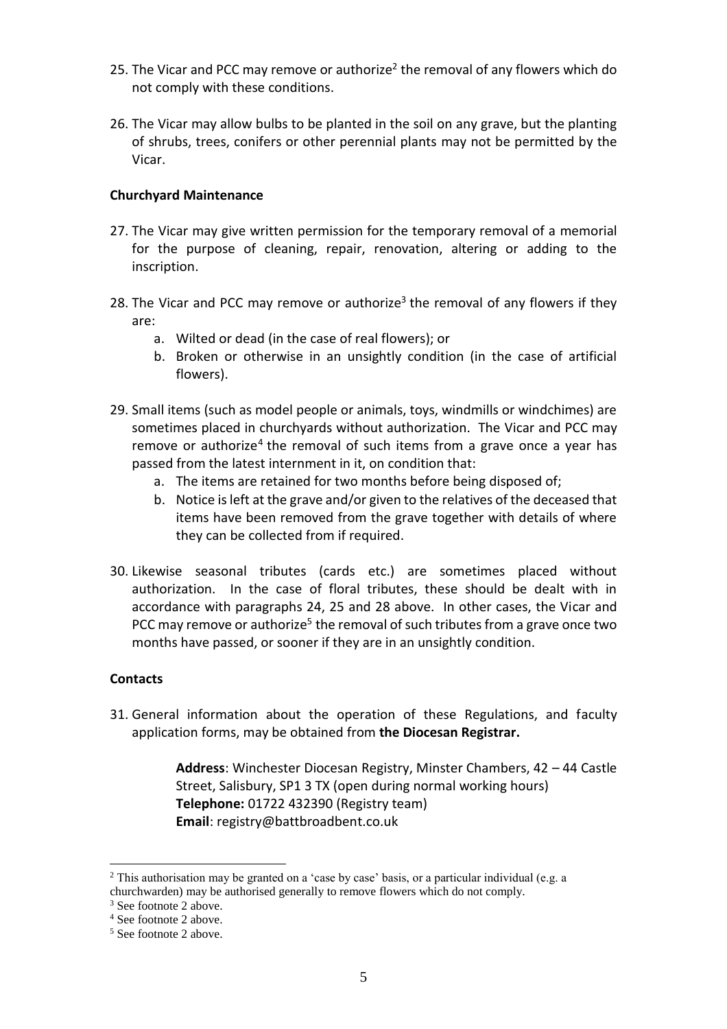25. The Vicar and PCC may remove or authorize[2] the removal of any flowers which do not comply with these conditions.

26. The Vicar may allow bulbs to be planted in the soil on any grave, but the planting of shrubs, trees, conifers or other perennial plants may not be permitted by the Vicar.

**Churchyard Maintenance**

27. The Vicar may give written permission for the temporary removal of a memorial for the purpose of cleaning, repair, renovation, altering or adding to the inscription.

28. The Vicar and PCC may remove or authorize[3] the removal of any flowers if they are:
    a. Wilted or dead (in the case of real flowers); or
    b. Broken or otherwise in an unsightly condition (in the case of artificial flowers).

29. Small items (such as model people or animals, toys, windmills or windchimes) are sometimes placed in churchyards without authorization. The Vicar and PCC may remove or authorize[4] the removal of such items from a grave once a year has passed from the latest internment in it, on condition that:
    a. The items are retained for two months before being disposed of;
    b. Notice is left at the grave and/or given to the relatives of the deceased that items have been removed from the grave together with details of where they can be collected from if required.

30. Likewise seasonal tributes (cards etc.) are sometimes placed without authorization. In the case of floral tributes, these should be dealt with in accordance with paragraphs 24, 25 and 28 above. In other cases, the Vicar and PCC may remove or authorize[5] the removal of such tributes from a grave once two months have passed, or sooner if they are in an unsightly condition.

**Contacts**

31. General information about the operation of these Regulations, and faculty application forms, may be obtained from **the Diocesan Registrar.**

    **Address**: Winchester Diocesan Registry, Minster Chambers, 42 – 44 Castle Street, Salisbury, SP1 3 TX (open during normal working hours)
    **Telephone:** 01722 432390 (Registry team)
    **Email**: registry@battbroadbent.co.uk

---

[2] This authorisation may be granted on a 'case by case' basis, or a particular individual (e.g. a churchwarden) may be authorised generally to remove flowers which do not comply.

[3] See footnote 2 above.

[4] See footnote 2 above.

[5] See footnote 2 above.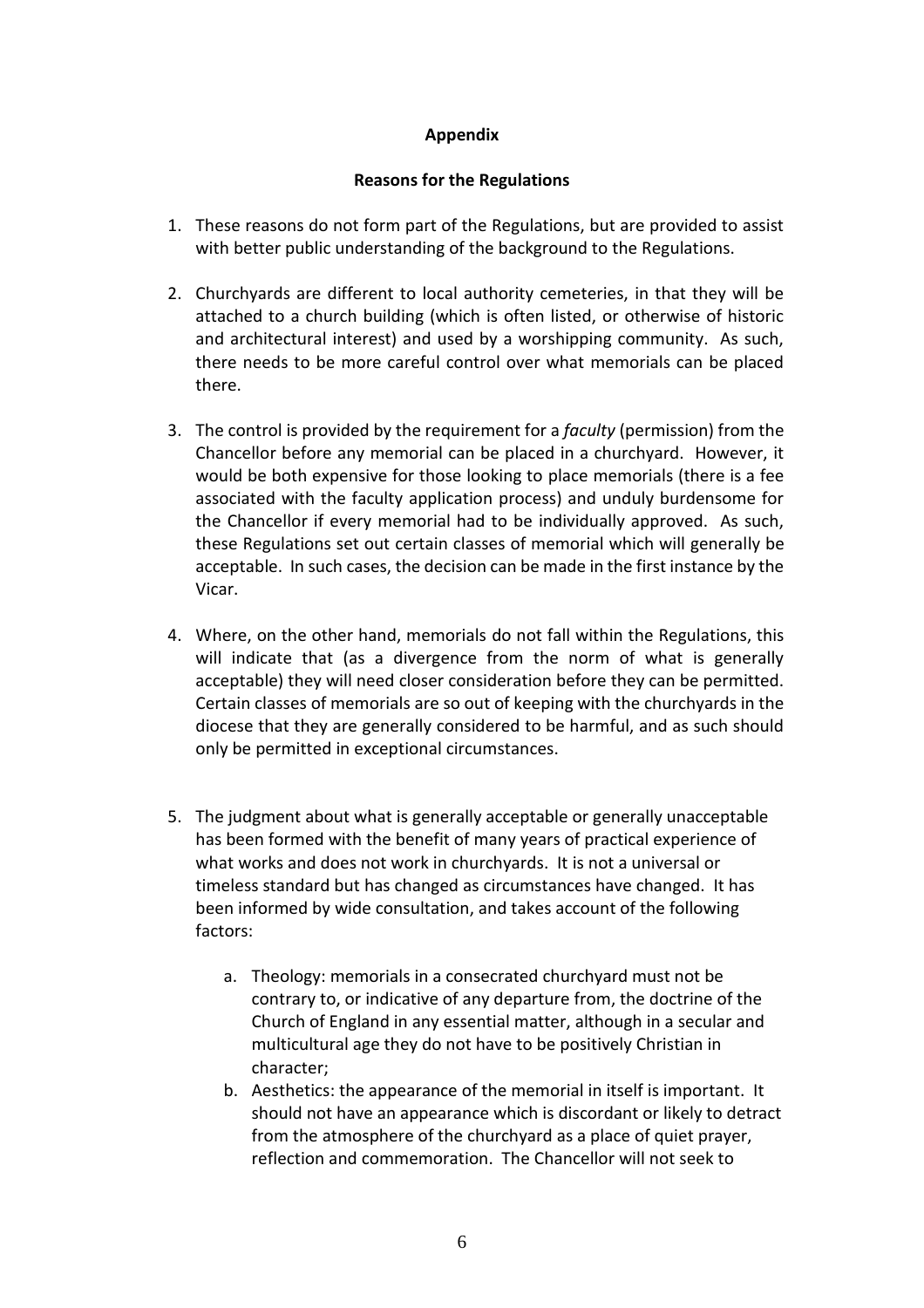**Appendix**

**Reasons for the Regulations**

1. These reasons do not form part of the Regulations, but are provided to assist with better public understanding of the background to the Regulations.

2. Churchyards are different to local authority cemeteries, in that they will be attached to a church building (which is often listed, or otherwise of historic and architectural interest) and used by a worshipping community. As such, there needs to be more careful control over what memorials can be placed there.

3. The control is provided by the requirement for a *faculty* (permission) from the Chancellor before any memorial can be placed in a churchyard. However, it would be both expensive for those looking to place memorials (there is a fee associated with the faculty application process) and unduly burdensome for the Chancellor if every memorial had to be individually approved. As such, these Regulations set out certain classes of memorial which will generally be acceptable. In such cases, the decision can be made in the first instance by the Vicar.

4. Where, on the other hand, memorials do not fall within the Regulations, this will indicate that (as a divergence from the norm of what is generally acceptable) they will need closer consideration before they can be permitted. Certain classes of memorials are so out of keeping with the churchyards in the diocese that they are generally considered to be harmful, and as such should only be permitted in exceptional circumstances.

5. The judgment about what is generally acceptable or generally unacceptable has been formed with the benefit of many years of practical experience of what works and does not work in churchyards. It is not a universal or timeless standard but has changed as circumstances have changed. It has been informed by wide consultation, and takes account of the following factors:

    a. Theology: memorials in a consecrated churchyard must not be contrary to, or indicative of any departure from, the doctrine of the Church of England in any essential matter, although in a secular and multicultural age they do not have to be positively Christian in character;
    b. Aesthetics: the appearance of the memorial in itself is important. It should not have an appearance which is discordant or likely to detract from the atmosphere of the churchyard as a place of quiet prayer, reflection and commemoration. The Chancellor will not seek to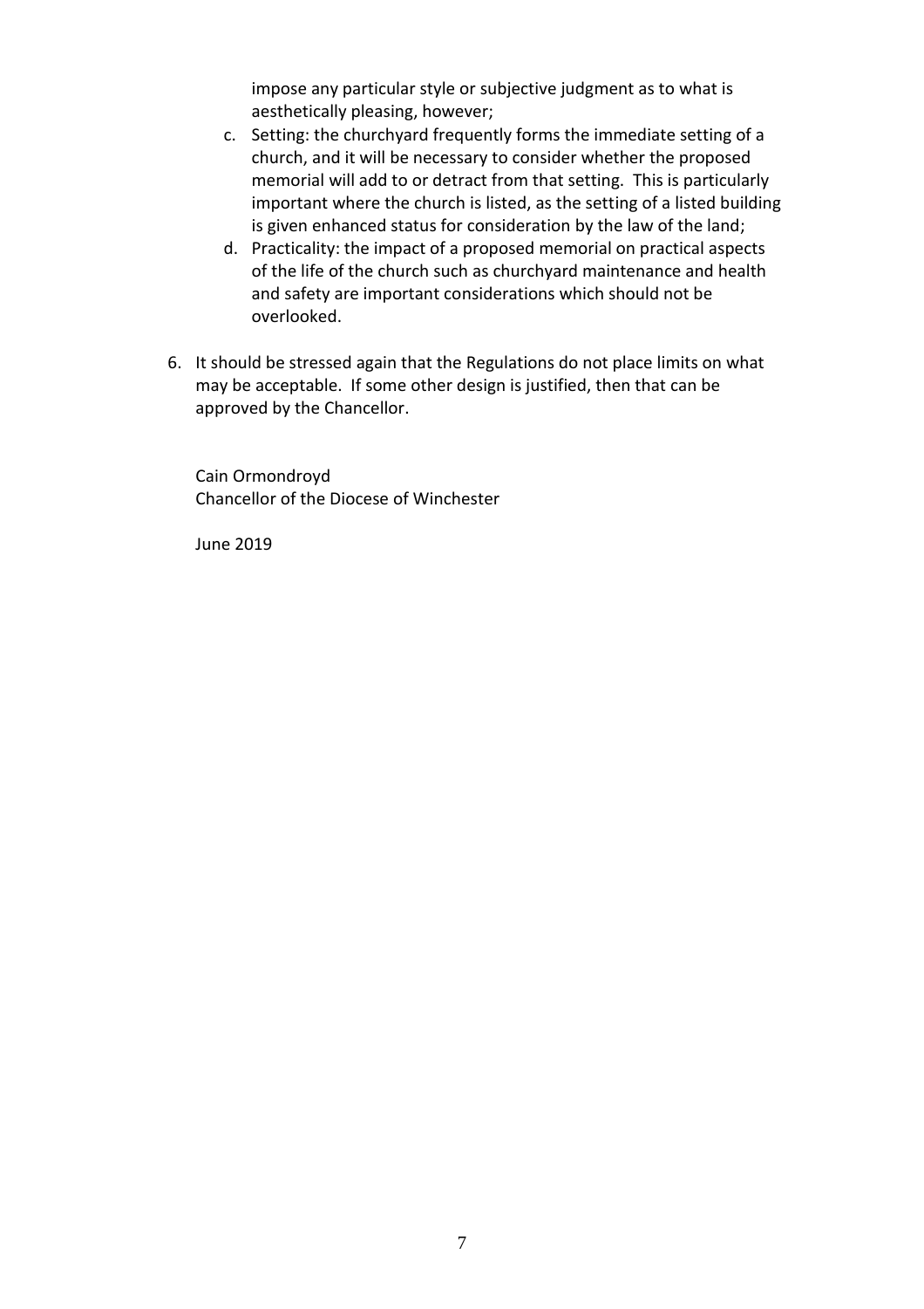impose any particular style or subjective judgment as to what is aesthetically pleasing, however;

c. Setting: the churchyard frequently forms the immediate setting of a church, and it will be necessary to consider whether the proposed memorial will add to or detract from that setting. This is particularly important where the church is listed, as the setting of a listed building is given enhanced status for consideration by the law of the land;
d. Practicality: the impact of a proposed memorial on practical aspects of the life of the church such as churchyard maintenance and health and safety are important considerations which should not be overlooked.

6. It should be stressed again that the Regulations do not place limits on what may be acceptable. If some other design is justified, then that can be approved by the Chancellor.

Cain Ormondroyd
Chancellor of the Diocese of Winchester

June 2019